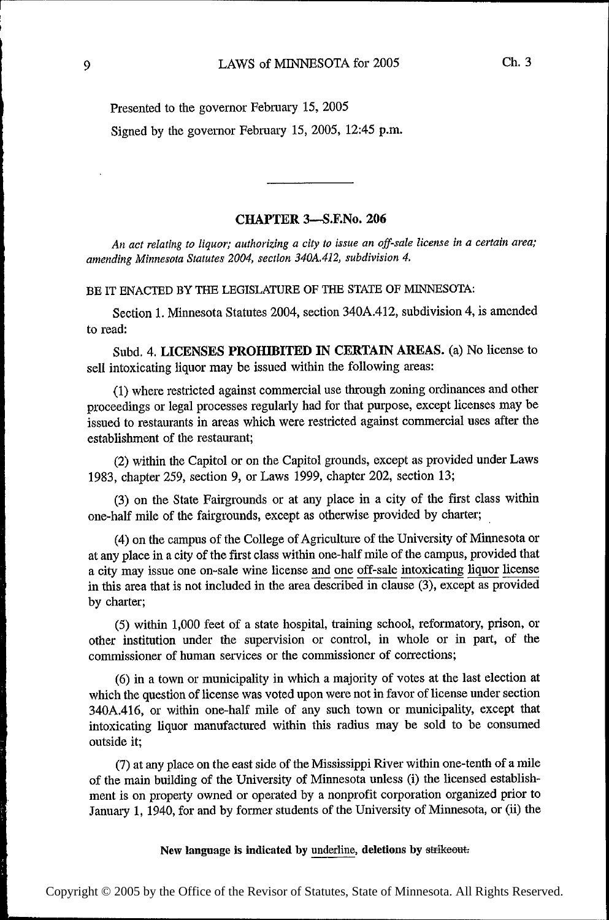Presented to the governor February 15, 2005

Signed by the governor February 15, 2005, 12:45 p.m.

---

## CHAPTER 3—S.F.No. 206

*An act relating to liquor; authorizing a city to issue an off-sale license in a certain area; amending Minnesota Statutes 2004, section 340A.412, subdivision 4.*

BE IT ENACTED BY THE LEGISLATURE OF THE STATE OF MINNESOTA:

Section 1. Minnesota Statutes 2004, section 340A.412, subdivision 4, is amended to read:

Subd. 4. **LICENSES PROHIBITED IN CERTAIN AREAS.** (a) No license to sell intoxicating liquor may be issued within the following areas:

(1) where restricted against commercial use through zoning ordinances and other proceedings or legal processes regularly had for that purpose, except licenses may be issued to restaurants in areas which were restricted against commercial uses after the establishment of the restaurant;

(2) within the Capitol or on the Capitol grounds, except as provided under Laws 1983, chapter 259, section 9, or Laws 1999, chapter 202, section 13;

(3) on the State Fairgrounds or at any place in a city of the first class within one-half mile of the fairgrounds, except as otherwise provided by charter;

(4) on the campus of the College of Agriculture of the University of Minnesota or at any place in a city of the first class within one-half mile of the campus, provided that a city may issue one on-sale wine license <u>and one off-sale intoxicating liquor license</u> in this area that is not included in the area described in clause (3), except as provided by charter;

(5) within 1,000 feet of a state hospital, training school, reformatory, prison, or other institution under the supervision or control, in whole or in part, of the commissioner of human services or the commissioner of corrections;

(6) in a town or municipality in which a majority of votes at the last election at which the question of license was voted upon were not in favor of license under section 340A.416, or within one-half mile of any such town or municipality, except that intoxicating liquor manufactured within this radius may be sold to be consumed outside it;

(7) at any place on the east side of the Mississippi River within one-tenth of a mile of the main building of the University of Minnesota unless (i) the licensed establishment is on property owned or operated by a nonprofit corporation organized prior to January 1, 1940, for and by former students of the University of Minnesota, or (ii) the

**New language is indicated by <u>underline</u>, deletions by ~~strikeout.~~**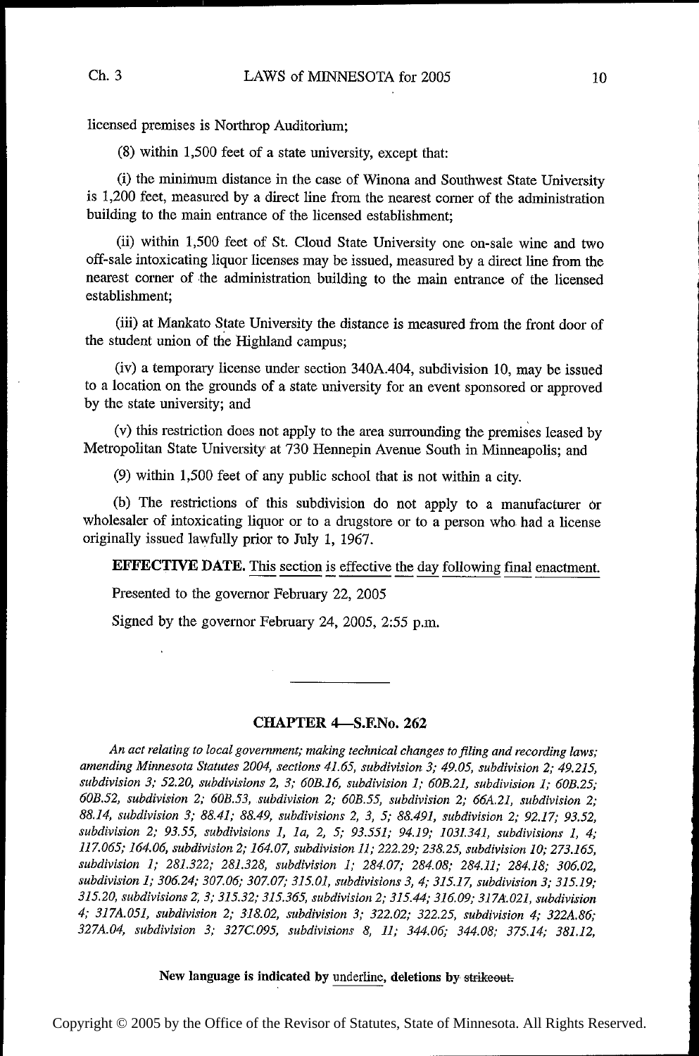licensed premises is Northrop Auditorium;

(8) within 1,500 feet of a state university, except that:

(i) the minimum distance in the case of Winona and Southwest State University is 1,200 feet, measured by a direct line from the nearest corner of the administration building to the main entrance of the licensed establishment;

(ii) within 1,500 feet of St. Cloud State University one on-sale wine and two off-sale intoxicating liquor licenses may be issued, measured by a direct line from the nearest corner of the administration building to the main entrance of the licensed establishment;

(iii) at Mankato State University the distance is measured from the front door of the student union of the Highland campus;

(iv) a temporary license under section 340A.404, subdivision 10, may be issued to a location on the grounds of a state university for an event sponsored or approved by the state university; and

(v) this restriction does not apply to the area surrounding the premises leased by Metropolitan State University at 730 Hennepin Avenue South in Minneapolis; and

(9) within 1,500 feet of any public school that is not within a city.

(b) The restrictions of this subdivision do not apply to a manufacturer or wholesaler of intoxicating liquor or to a drugstore or to a person who had a license originally issued lawfully prior to July 1, 1967.

**EFFECTIVE DATE.** This section is effective the day following final enactment.

Presented to the governor February 22, 2005

Signed by the governor February 24, 2005, 2:55 p.m.

---

## CHAPTER 4—S.F.No. 262

*An act relating to local government; making technical changes to filing and recording laws; amending Minnesota Statutes 2004, sections 41.65, subdivision 3; 49.05, subdivision 2; 49.215, subdivision 3; 52.20, subdivisions 2, 3; 60B.16, subdivision 1; 60B.21, subdivision 1; 60B.25; 60B.52, subdivision 2; 60B.53, subdivision 2; 60B.55, subdivision 2; 66A.21, subdivision 2; 88.14, subdivision 3; 88.41; 88.49, subdivisions 2, 3, 5; 88.491, subdivision 2; 92.17; 93.52, subdivision 2; 93.55, subdivisions 1, 1a, 2, 5; 93.551; 94.19; 103I.341, subdivisions 1, 4; 117.065; 164.06, subdivision 2; 164.07, subdivision 11; 222.29; 238.25, subdivision 10; 273.165, subdivision 1; 281.322; 281.328, subdivision 1; 284.07; 284.08; 284.11; 284.18; 306.02, subdivision 1; 306.24; 307.06; 307.07; 315.01, subdivisions 3, 4; 315.17, subdivision 3; 315.19; 315.20, subdivisions 2, 3; 315.32; 315.365, subdivision 2; 315.44; 316.09; 317A.021, subdivision 4; 317A.051, subdivision 2; 318.02, subdivision 3; 322.02; 322.25, subdivision 4; 322A.86; 327A.04, subdivision 3; 327C.095, subdivisions 8, 11; 344.06; 344.08; 375.14; 381.12,*

New language is indicated by underline, deletions by ~~strikeout.~~